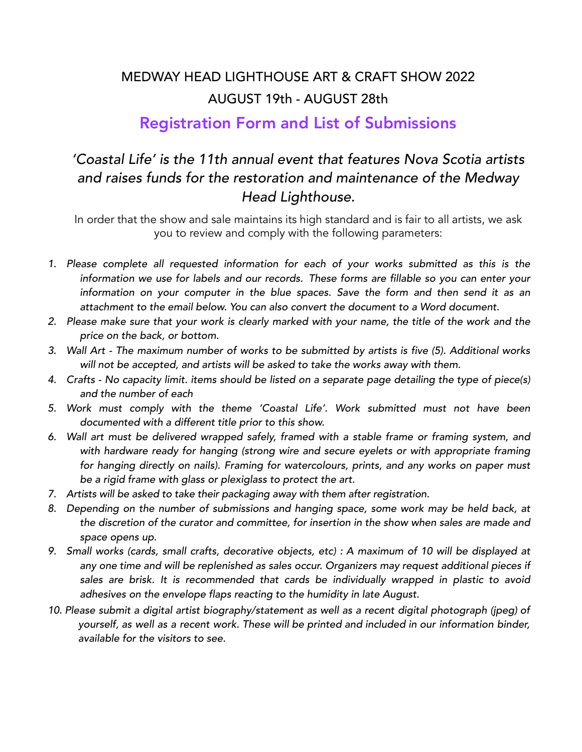# MEDWAY HEAD LIGHTHOUSE ART & CRAFT SHOW 2022

# AUGUST 19th - AUGUST 28th

## Registration Form and List of Submissions

### *'Coastal Life' is the 11th annual event that features Nova Scotia artists and raises funds for the restoration and maintenance of the Medway Head Lighthouse.*

In order that the show and sale maintains its high standard and is fair to all artists, we ask you to review and comply with the following parameters:

1. *Please complete all requested information for each of your works submitted as this is the information we use for labels and our records. These forms are fillable so you can enter your information on your computer in the blue spaces. Save the form and then send it as an attachment to the email below. You can also convert the document to a Word document.*
2. *Please make sure that your work is clearly marked with your name, the title of the work and the price on the back, or bottom.*
3. *Wall Art - The maximum number of works to be submitted by artists is five (5). Additional works will not be accepted, and artists will be asked to take the works away with them.*
4. *Crafts - No capacity limit. items should be listed on a separate page detailing the type of piece(s) and the number of each*
5. *Work must comply with the theme 'Coastal Life'. Work submitted must not have been documented with a different title prior to this show.*
6. *Wall art must be delivered wrapped safely, framed with a stable frame or framing system, and with hardware ready for hanging (strong wire and secure eyelets or with appropriate framing for hanging directly on nails). Framing for watercolours, prints, and any works on paper must be a rigid frame with glass or plexiglass to protect the art.*
7. *Artists will be asked to take their packaging away with them after registration.*
8. *Depending on the number of submissions and hanging space, some work may be held back, at the discretion of the curator and committee, for insertion in the show when sales are made and space opens up.*
9. *Small works (cards, small crafts, decorative objects, etc) : A maximum of 10 will be displayed at any one time and will be replenished as sales occur. Organizers may request additional pieces if sales are brisk. It is recommended that cards be individually wrapped in plastic to avoid adhesives on the envelope flaps reacting to the humidity in late August.*
10. *Please submit a digital artist biography/statement as well as a recent digital photograph (jpeg) of yourself, as well as a recent work. These will be printed and included in our information binder, available for the visitors to see.*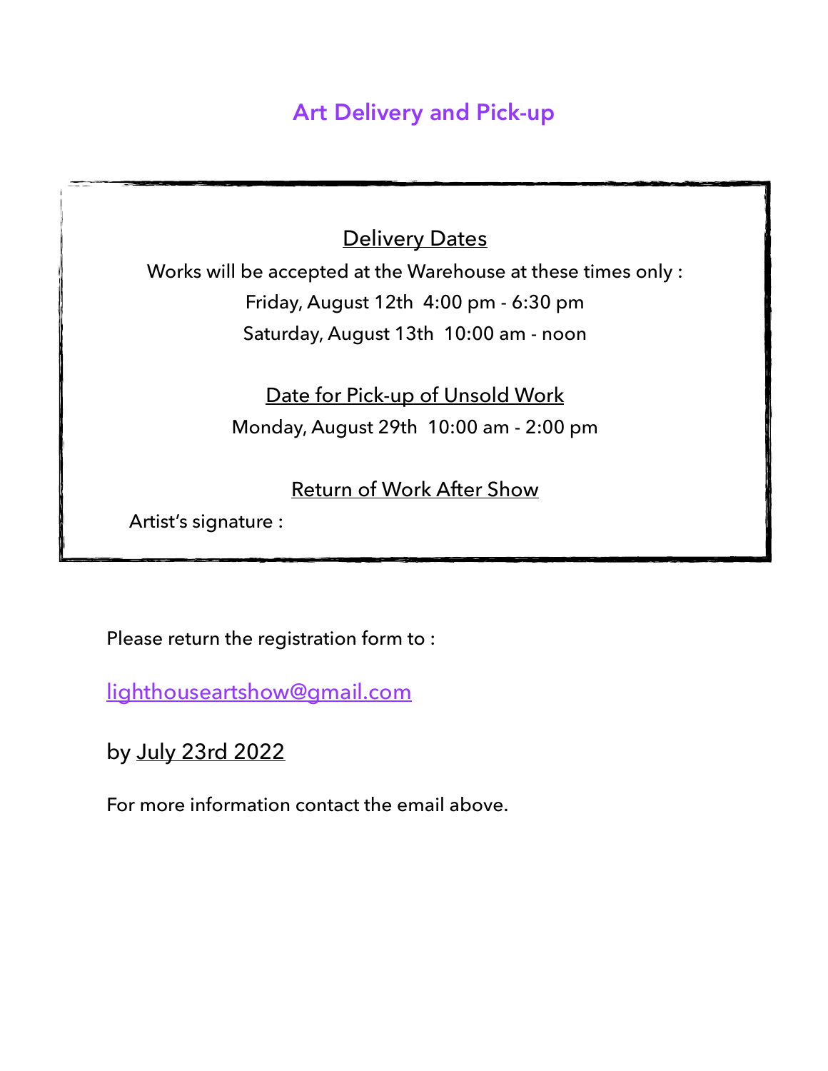## Art Delivery and Pick-up

Delivery Dates

Works will be accepted at the Warehouse at these times only :

Friday, August 12th 4:00 pm - 6:30 pm

Saturday, August 13th 10:00 am - noon

Date for Pick-up of Unsold Work

Monday, August 29th 10:00 am - 2:00 pm

Return of Work After Show

Artist's signature :

Please return the registration form to :

lighthouseartshow@gmail.com

by July 23rd 2022

For more information contact the email above.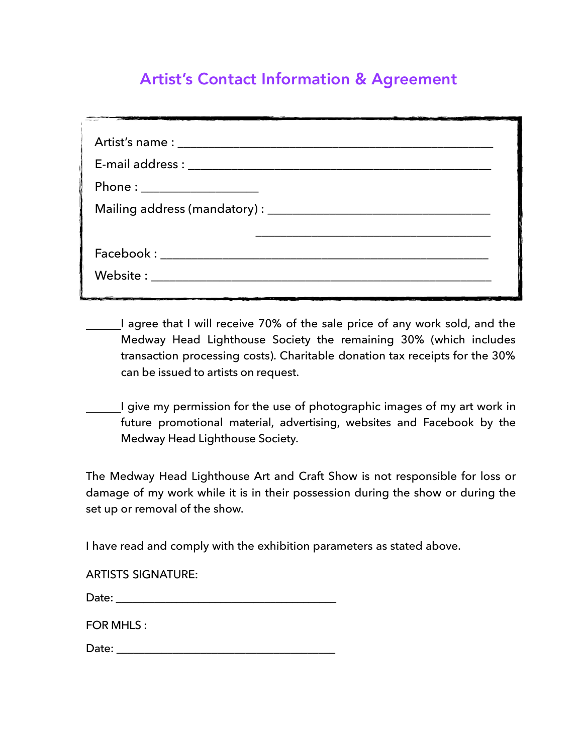# Artist's Contact Information & Agreement

Artist's name : ____________________________________________

E-mail address : ____________________________________________

Phone : ________________

Mailing address (mandatory) : ______________________________

______________________________

Facebook : ____________________________________________

Website : ____________________________________________

______I agree that I will receive 70% of the sale price of any work sold, and the Medway Head Lighthouse Society the remaining 30% (which includes transaction processing costs). Charitable donation tax receipts for the 30% can be issued to artists on request.

______I give my permission for the use of photographic images of my art work in future promotional material, advertising, websites and Facebook by the Medway Head Lighthouse Society.

The Medway Head Lighthouse Art and Craft Show is not responsible for loss or damage of my work while it is in their possession during the show or during the set up or removal of the show.

I have read and comply with the exhibition parameters as stated above.

ARTISTS SIGNATURE:

Date: ______________________________

FOR MHLS :

Date: ______________________________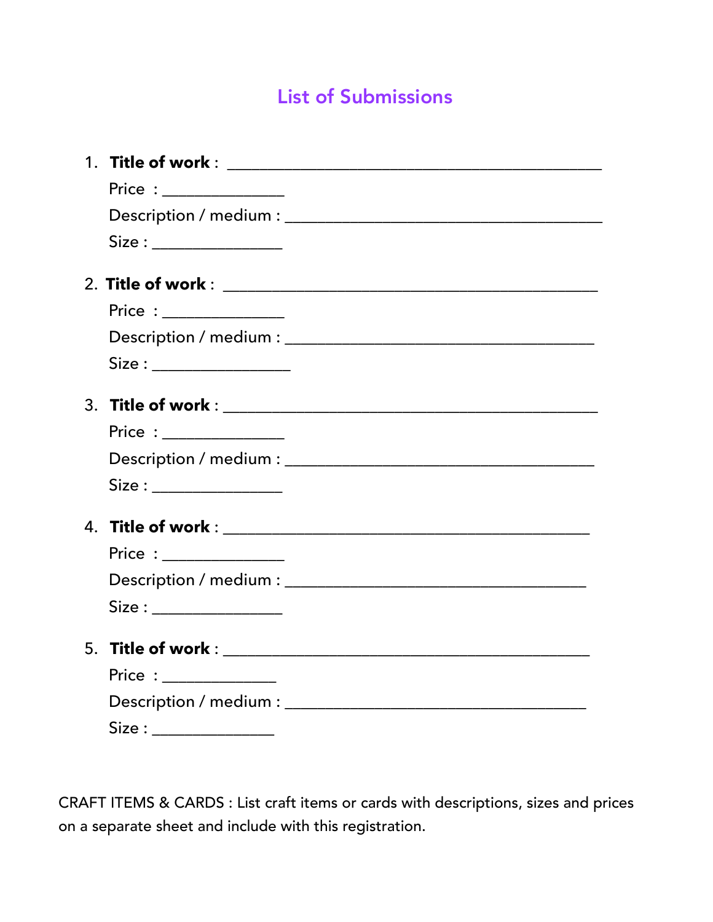# List of Submissions

1. **Title of work** : ____________________________________________

   Price : ______________

   Description / medium : _____________________________________

   Size : _______________

2. **Title of work** : ____________________________________________

   Price : ______________

   Description / medium : ____________________________________

   Size : ________________

3. **Title of work** : ____________________________________________

   Price : ______________

   Description / medium : ____________________________________

   Size : _______________

4. **Title of work** : ___________________________________________

   Price : ______________

   Description / medium : ___________________________________

   Size : _______________

5. **Title of work** : ___________________________________________

   Price : _____________

   Description / medium : ___________________________________

   Size : ______________

CRAFT ITEMS & CARDS : List craft items or cards with descriptions, sizes and prices on a separate sheet and include with this registration.